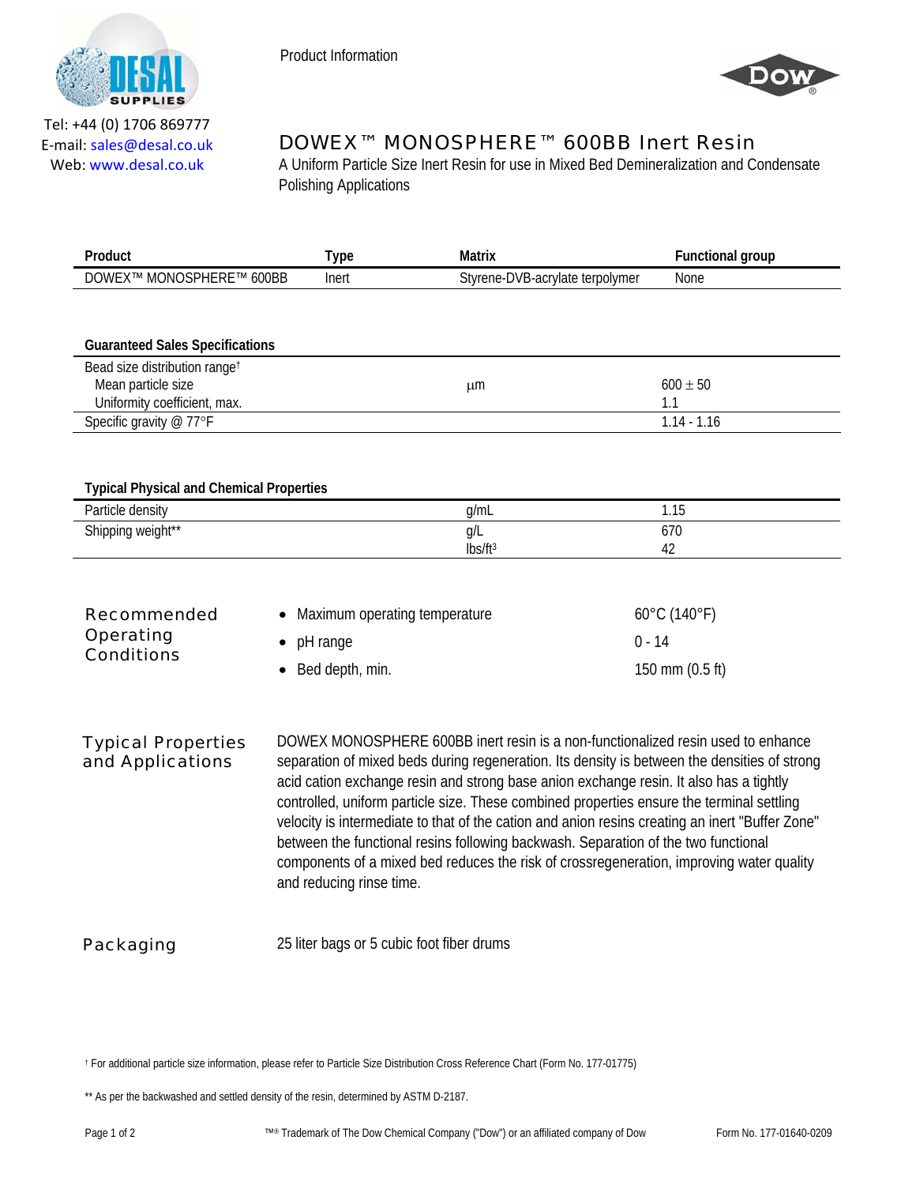Tel: +44 (0) 1706 869777
E-mail: sales@desal.co.uk
Web: www.desal.co.uk

Product Information

# DOWEX™ MONOSPHERE™ 600BB Inert Resin

A Uniform Particle Size Inert Resin for use in Mixed Bed Demineralization and Condensate Polishing Applications

| Product | Type | Matrix | Functional group |
|---|---|---|---|
| DOWEX™ MONOSPHERE™ 600BB | Inert | Styrene-DVB-acrylate terpolymer | None |

| Guaranteed Sales Specifications | | |
|---|---|---|
| Bead size distribution range† | | |
| Mean particle size | μm | 600 ± 50 |
| Uniformity coefficient, max. | | 1.1 |
| Specific gravity @ 77°F | | 1.14 - 1.16 |

| Typical Physical and Chemical Properties | | |
|---|---|---|
| Particle density | g/mL | 1.15 |
| Shipping weight** | g/L | 670 |
| | lbs/ft³ | 42 |

## Recommended Operating Conditions

- Maximum operating temperature: 60°C (140°F)
- pH range: 0 - 14
- Bed depth, min.: 150 mm (0.5 ft)

## Typical Properties and Applications

DOWEX MONOSPHERE 600BB inert resin is a non-functionalized resin used to enhance separation of mixed beds during regeneration. Its density is between the densities of strong acid cation exchange resin and strong base anion exchange resin. It also has a tightly controlled, uniform particle size. These combined properties ensure the terminal settling velocity is intermediate to that of the cation and anion resins creating an inert "Buffer Zone" between the functional resins following backwash. Separation of the two functional components of a mixed bed reduces the risk of crossregeneration, improving water quality and reducing rinse time.

## Packaging

25 liter bags or 5 cubic foot fiber drums

† For additional particle size information, please refer to Particle Size Distribution Cross Reference Chart (Form No. 177-01775)

** As per the backwashed and settled density of the resin, determined by ASTM D-2187.

™® Trademark of The Dow Chemical Company ("Dow") or an affiliated company of Dow

Form No. 177-01640-0209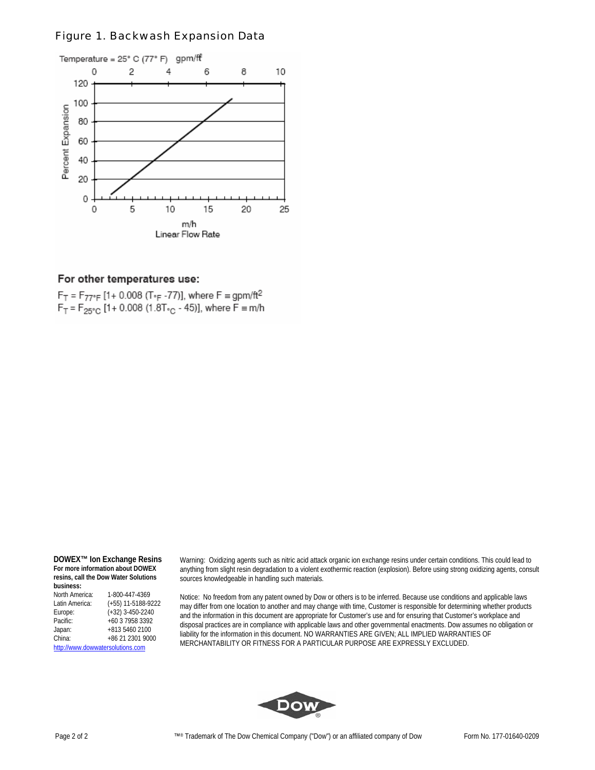## Figure 1. Backwash Expansion Data

Temperature = 25° C (77° F) gpm/ft²

0 2 4 6 8 10

Percent Expansion

120 100 80 60 40 20 0

0 5 10 15 20 25

m/h

Linear Flow Rate

**For other temperatures use:**

$F_T = F_{77°F} [1 + 0.008 (T_{°F} - 77)]$, where $F \equiv$ gpm/ft²

$F_T = F_{25°C} [1 + 0.008 (1.8T_{°C} - 45)]$, where $F \equiv$ m/h

**DOWEX™ Ion Exchange Resins**

**For more information about DOWEX resins, call the Dow Water Solutions business:**

| | |
|---|---|
| North America: | 1-800-447-4369 |
| Latin America: | (+55) 11-5188-9222 |
| Europe: | (+32) 3-450-2240 |
| Pacific: | +60 3 7958 3392 |
| Japan: | +813 5460 2100 |
| China: | +86 21 2301 9000 |

http://www.dowwatersolutions.com

Warning: Oxidizing agents such as nitric acid attack organic ion exchange resins under certain conditions. This could lead to anything from slight resin degradation to a violent exothermic reaction (explosion). Before using strong oxidizing agents, consult sources knowledgeable in handling such materials.

Notice: No freedom from any patent owned by Dow or others is to be inferred. Because use conditions and applicable laws may differ from one location to another and may change with time, Customer is responsible for determining whether products and the information in this document are appropriate for Customer's use and for ensuring that Customer's workplace and disposal practices are in compliance with applicable laws and other governmental enactments. Dow assumes no obligation or liability for the information in this document. NO WARRANTIES ARE GIVEN; ALL IMPLIED WARRANTIES OF MERCHANTABILITY OR FITNESS FOR A PARTICULAR PURPOSE ARE EXPRESSLY EXCLUDED.

™® Trademark of The Dow Chemical Company ("Dow") or an affiliated company of Dow

Form No. 177-01640-0209